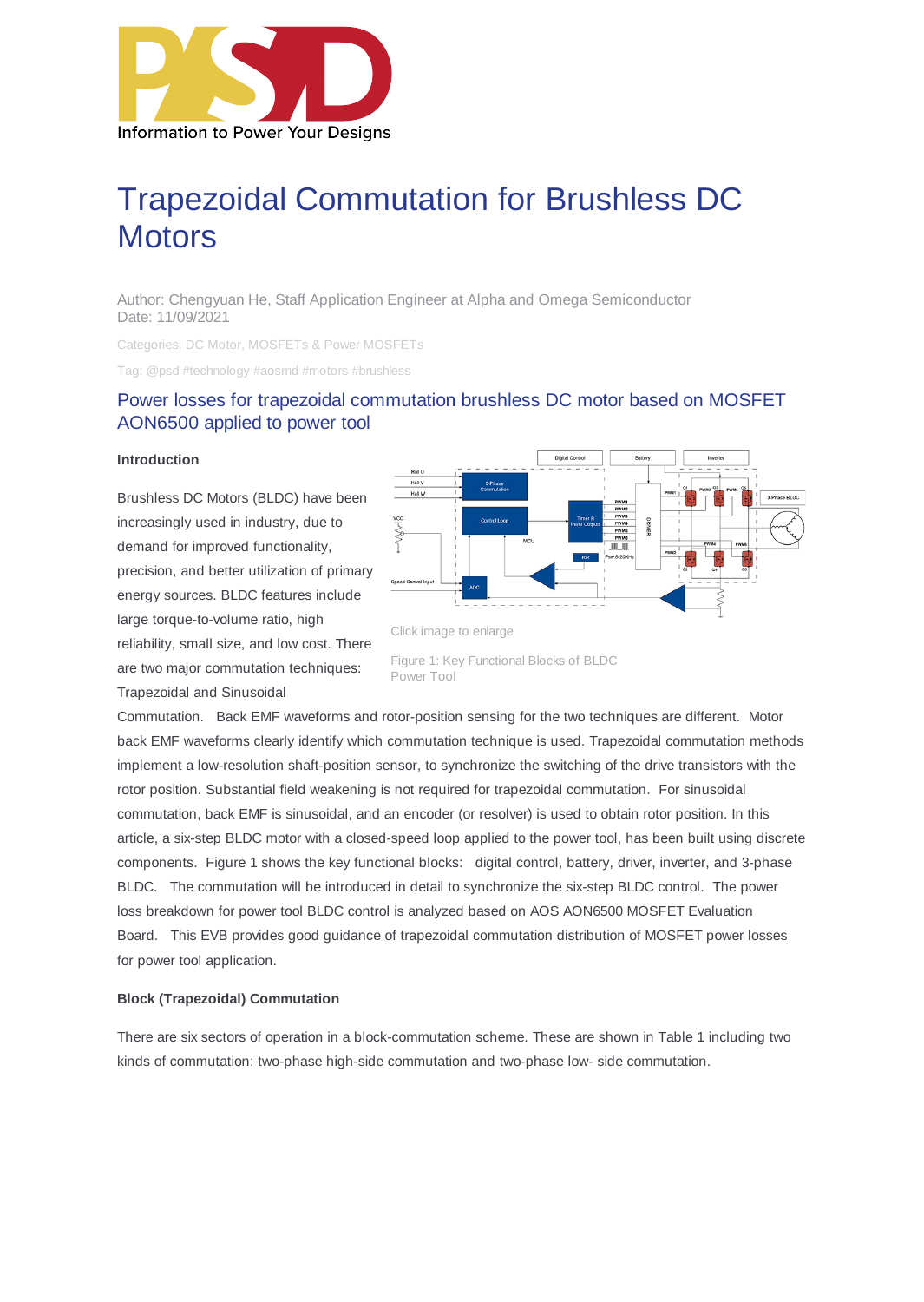# Trapezoidal Commutation for Brushless DC Motors

Author: Chengyuan He, Staff Application Engineer at Alpha and Omega Semiconductor
Date: 11/09/2021

Categories: DC Motor, MOSFETs & Power MOSFETs

Tag: @psd #technology #aosmd #motors #brushless

## Power losses for trapezoidal commutation brushless DC motor based on MOSFET AON6500 applied to power tool

**Introduction**

Brushless DC Motors (BLDC) have been increasingly used in industry, due to demand for improved functionality, precision, and better utilization of primary energy sources. BLDC features include large torque-to-volume ratio, high reliability, small size, and low cost. There are two major commutation techniques: Trapezoidal and Sinusoidal Commutation. Back EMF waveforms and rotor-position sensing for the two techniques are different. Motor back EMF waveforms clearly identify which commutation technique is used. Trapezoidal commutation methods implement a low-resolution shaft-position sensor, to synchronize the switching of the drive transistors with the rotor position. Substantial field weakening is not required for trapezoidal commutation. For sinusoidal commutation, back EMF is sinusoidal, and an encoder (or resolver) is used to obtain rotor position. In this article, a six-step BLDC motor with a closed-speed loop applied to the power tool, has been built using discrete components. Figure 1 shows the key functional blocks: digital control, battery, driver, inverter, and 3-phase BLDC. The commutation will be introduced in detail to synchronize the six-step BLDC control. The power loss breakdown for power tool BLDC control is analyzed based on AOS AON6500 MOSFET Evaluation Board. This EVB provides good guidance of trapezoidal commutation distribution of MOSFET power losses for power tool application.

Click image to enlarge

Figure 1: Key Functional Blocks of BLDC Power Tool

**Block (Trapezoidal) Commutation**

There are six sectors of operation in a block-commutation scheme. These are shown in Table 1 including two kinds of commutation: two-phase high-side commutation and two-phase low- side commutation.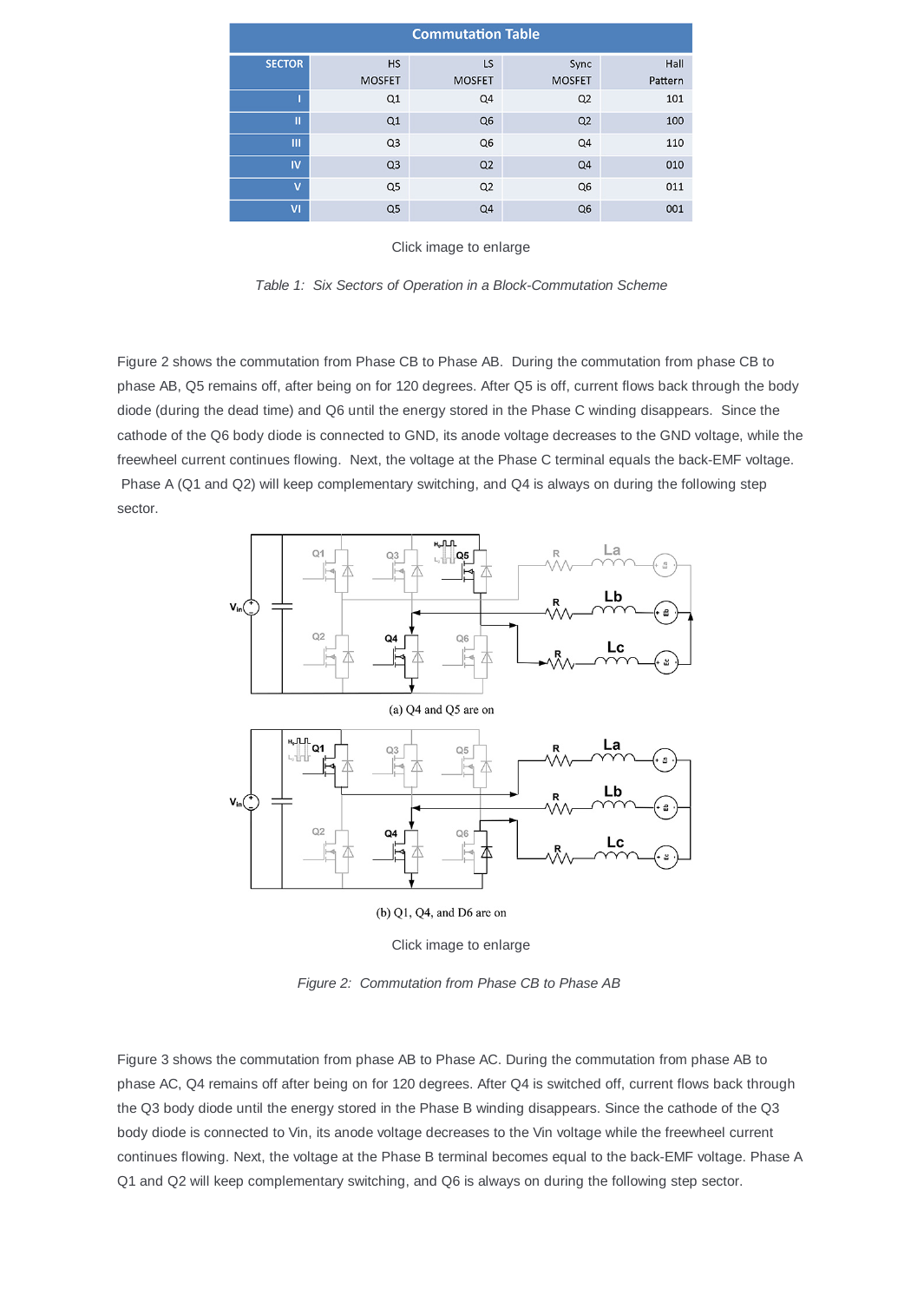| Commutation Table | | | | |
|---|---|---|---|---|
| SECTOR | HS MOSFET | LS MOSFET | Sync MOSFET | Hall Pattern |
| I | Q1 | Q4 | Q2 | 101 |
| II | Q1 | Q6 | Q2 | 100 |
| III | Q3 | Q6 | Q4 | 110 |
| IV | Q3 | Q2 | Q4 | 010 |
| V | Q5 | Q2 | Q6 | 011 |
| VI | Q5 | Q4 | Q6 | 001 |

Click image to enlarge

*Table 1: Six Sectors of Operation in a Block-Commutation Scheme*

Figure 2 shows the commutation from Phase CB to Phase AB. During the commutation from phase CB to phase AB, Q5 remains off, after being on for 120 degrees. After Q5 is off, current flows back through the body diode (during the dead time) and Q6 until the energy stored in the Phase C winding disappears. Since the cathode of the Q6 body diode is connected to GND, its anode voltage decreases to the GND voltage, while the freewheel current continues flowing. Next, the voltage at the Phase C terminal equals the back-EMF voltage. Phase A (Q1 and Q2) will keep complementary switching, and Q4 is always on during the following step sector.

(a) Q4 and Q5 are on

(b) Q1, Q4, and D6 are on

Click image to enlarge

*Figure 2: Commutation from Phase CB to Phase AB*

Figure 3 shows the commutation from phase AB to Phase AC. During the commutation from phase AB to phase AC, Q4 remains off after being on for 120 degrees. After Q4 is switched off, current flows back through the Q3 body diode until the energy stored in the Phase B winding disappears. Since the cathode of the Q3 body diode is connected to Vin, its anode voltage decreases to the Vin voltage while the freewheel current continues flowing. Next, the voltage at the Phase B terminal becomes equal to the back-EMF voltage. Phase A Q1 and Q2 will keep complementary switching, and Q6 is always on during the following step sector.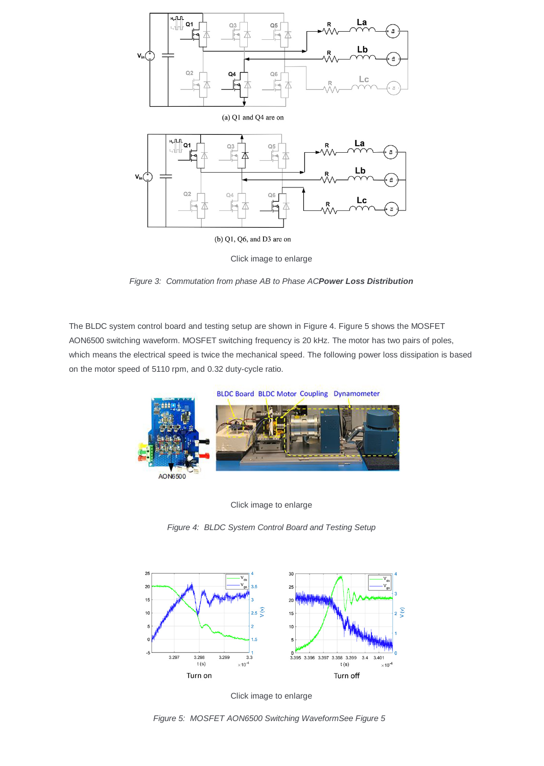Click image to enlarge

*Figure 3: Commutation from phase AB to Phase AC***Power Loss Distribution**

The BLDC system control board and testing setup are shown in Figure 4. Figure 5 shows the MOSFET AON6500 switching waveform. MOSFET switching frequency is 20 kHz. The motor has two pairs of poles, which means the electrical speed is twice the mechanical speed. The following power loss dissipation is based on the motor speed of 5110 rpm, and 0.32 duty-cycle ratio.

Click image to enlarge

*Figure 4: BLDC System Control Board and Testing Setup*

Click image to enlarge

*Figure 5: MOSFET AON6500 Switching WaveformSee Figure 5*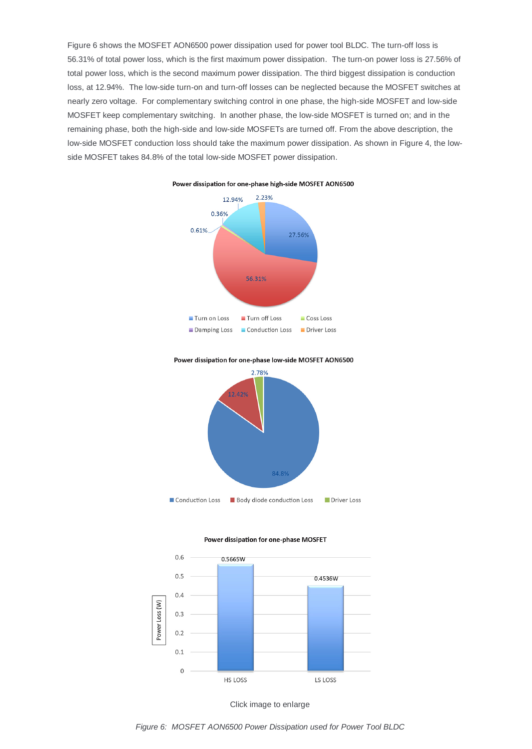Figure 6 shows the MOSFET AON6500 power dissipation used for power tool BLDC. The turn-off loss is 56.31% of total power loss, which is the first maximum power dissipation. The turn-on power loss is 27.56% of total power loss, which is the second maximum power dissipation. The third biggest dissipation is conduction loss, at 12.94%. The low-side turn-on and turn-off losses can be neglected because the MOSFET switches at nearly zero voltage. For complementary switching control in one phase, the high-side MOSFET and low-side MOSFET keep complementary switching. In another phase, the low-side MOSFET is turned on; and in the remaining phase, both the high-side and low-side MOSFETs are turned off. From the above description, the low-side MOSFET conduction loss should take the maximum power dissipation. As shown in Figure 4, the low-side MOSFET takes 84.8% of the total low-side MOSFET power dissipation.

**Power dissipation for one-phase high-side MOSFET AON6500**

| Loss type | Share |
| --- | --- |
| Turn on Loss | 27.56% |
| Turn off Loss | 56.31% |
| Coss Loss | 0.61% |
| Damping Loss | 0.36% |
| Conduction Loss | 12.94% |
| Driver Loss | 2.23% |

**Power dissipation for one-phase low-side MOSFET AON6500**

| Loss type | Share |
| --- | --- |
| Conduction Loss | 84.8% |
| Body diode conduction Loss | 12.42% |
| Driver Loss | 2.78% |

**Power dissipation for one-phase MOSFET**

| | Power Loss (W) |
| --- | --- |
| HS LOSS | 0.5665W |
| LS LOSS | 0.4536W |

Click image to enlarge

*Figure 6: MOSFET AON6500 Power Dissipation used for Power Tool BLDC*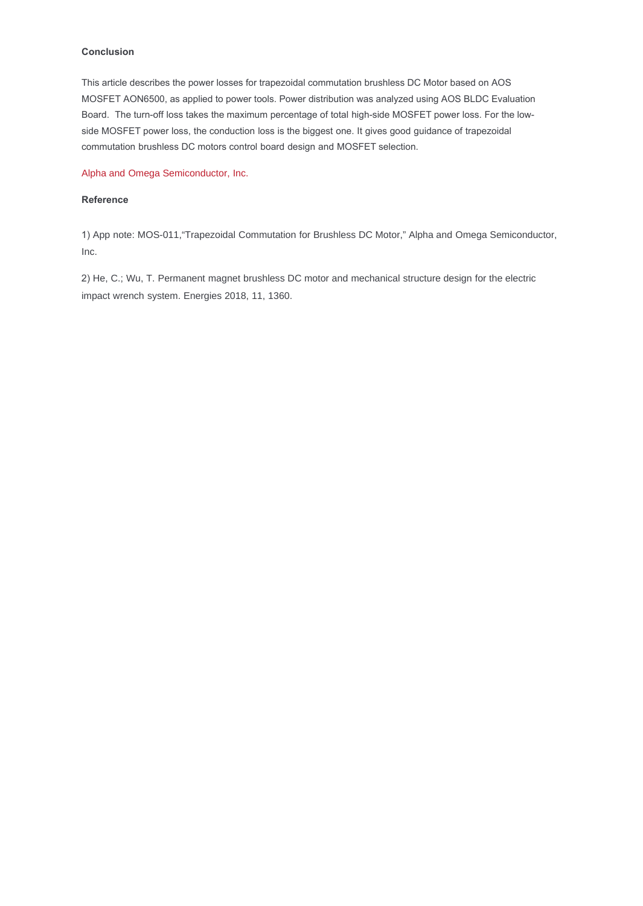**Conclusion**

This article describes the power losses for trapezoidal commutation brushless DC Motor based on AOS MOSFET AON6500, as applied to power tools. Power distribution was analyzed using AOS BLDC Evaluation Board.  The turn-off loss takes the maximum percentage of total high-side MOSFET power loss. For the low-side MOSFET power loss, the conduction loss is the biggest one. It gives good guidance of trapezoidal commutation brushless DC motors control board design and MOSFET selection.

Alpha and Omega Semiconductor, Inc.

**Reference**

1) App note: MOS-011,"Trapezoidal Commutation for Brushless DC Motor," Alpha and Omega Semiconductor, Inc.

2) He, C.; Wu, T. Permanent magnet brushless DC motor and mechanical structure design for the electric impact wrench system. Energies 2018, 11, 1360.